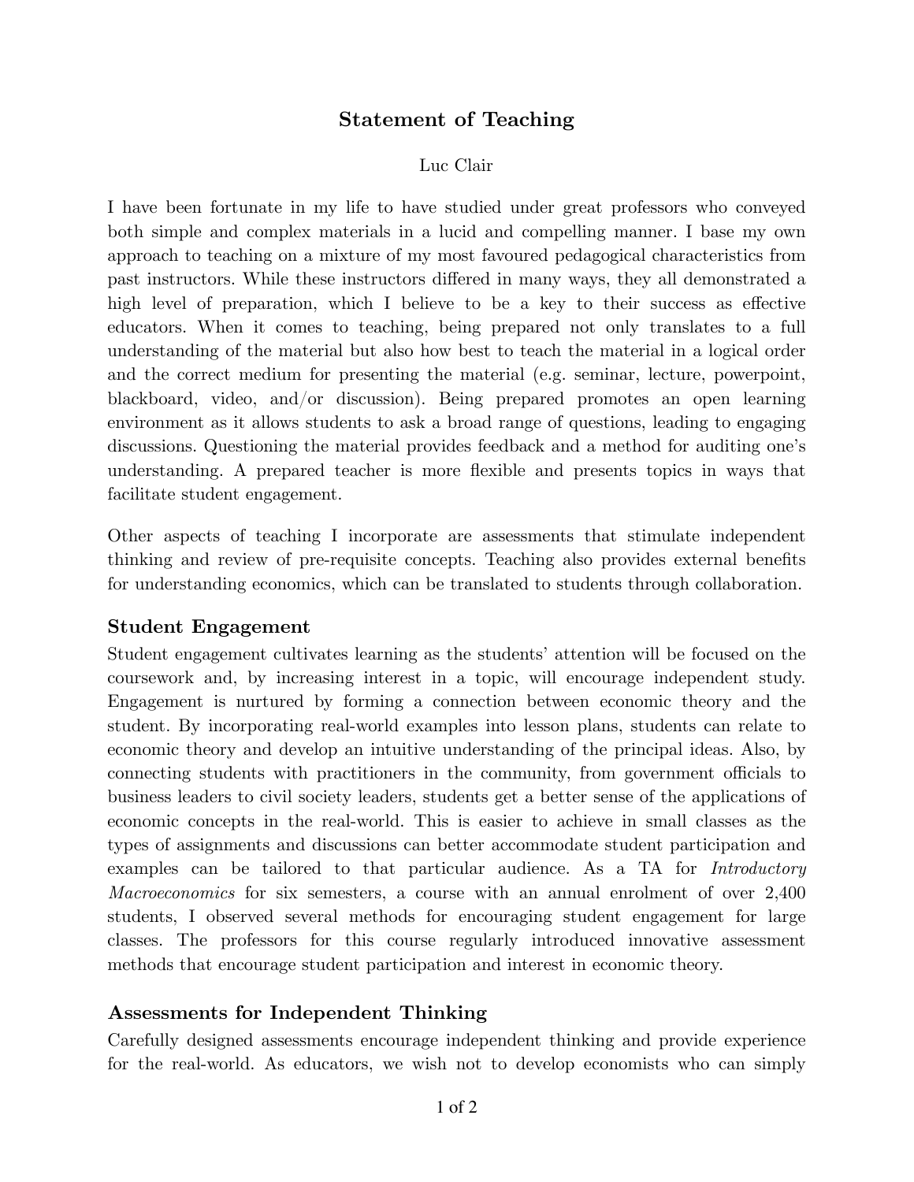# Statement of Teaching

Luc Clair

I have been fortunate in my life to have studied under great professors who conveyed both simple and complex materials in a lucid and compelling manner. I base my own approach to teaching on a mixture of my most favoured pedagogical characteristics from past instructors. While these instructors differed in many ways, they all demonstrated a high level of preparation, which I believe to be a key to their success as effective educators. When it comes to teaching, being prepared not only translates to a full understanding of the material but also how best to teach the material in a logical order and the correct medium for presenting the material (e.g. seminar, lecture, powerpoint, blackboard, video, and/or discussion). Being prepared promotes an open learning environment as it allows students to ask a broad range of questions, leading to engaging discussions. Questioning the material provides feedback and a method for auditing one's understanding. A prepared teacher is more flexible and presents topics in ways that facilitate student engagement.

Other aspects of teaching I incorporate are assessments that stimulate independent thinking and review of pre-requisite concepts. Teaching also provides external benefits for understanding economics, which can be translated to students through collaboration.

## Student Engagement

Student engagement cultivates learning as the students' attention will be focused on the coursework and, by increasing interest in a topic, will encourage independent study. Engagement is nurtured by forming a connection between economic theory and the student. By incorporating real-world examples into lesson plans, students can relate to economic theory and develop an intuitive understanding of the principal ideas. Also, by connecting students with practitioners in the community, from government officials to business leaders to civil society leaders, students get a better sense of the applications of economic concepts in the real-world. This is easier to achieve in small classes as the types of assignments and discussions can better accommodate student participation and examples can be tailored to that particular audience. As a TA for *Introductory Macroeconomics* for six semesters, a course with an annual enrolment of over 2,400 students, I observed several methods for encouraging student engagement for large classes. The professors for this course regularly introduced innovative assessment methods that encourage student participation and interest in economic theory.

## Assessments for Independent Thinking

Carefully designed assessments encourage independent thinking and provide experience for the real-world. As educators, we wish not to develop economists who can simply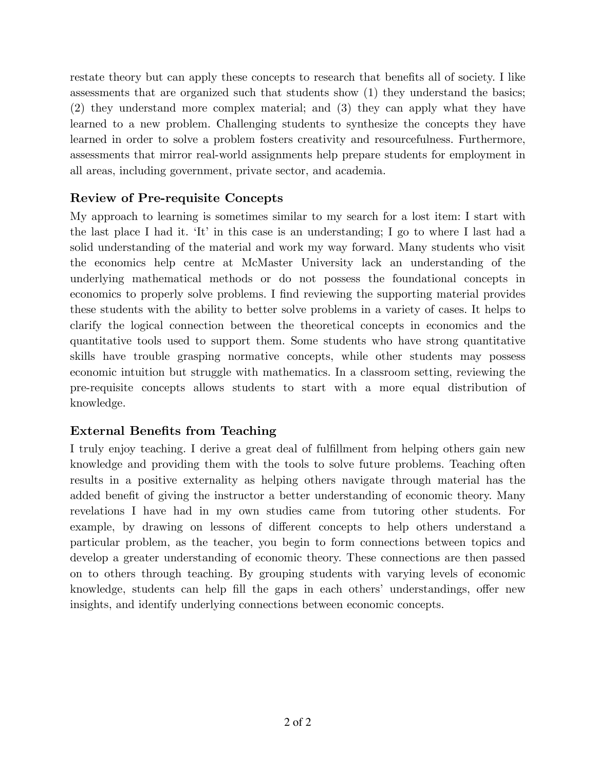restate theory but can apply these concepts to research that benefits all of society. I like assessments that are organized such that students show (1) they understand the basics; (2) they understand more complex material; and (3) they can apply what they have learned to a new problem. Challenging students to synthesize the concepts they have learned in order to solve a problem fosters creativity and resourcefulness. Furthermore, assessments that mirror real-world assignments help prepare students for employment in all areas, including government, private sector, and academia.

### Review of Pre-requisite Concepts

My approach to learning is sometimes similar to my search for a lost item: I start with the last place I had it. 'It' in this case is an understanding; I go to where I last had a solid understanding of the material and work my way forward. Many students who visit the economics help centre at McMaster University lack an understanding of the underlying mathematical methods or do not possess the foundational concepts in economics to properly solve problems. I find reviewing the supporting material provides these students with the ability to better solve problems in a variety of cases. It helps to clarify the logical connection between the theoretical concepts in economics and the quantitative tools used to support them. Some students who have strong quantitative skills have trouble grasping normative concepts, while other students may possess economic intuition but struggle with mathematics. In a classroom setting, reviewing the pre-requisite concepts allows students to start with a more equal distribution of knowledge.

### External Benefits from Teaching

I truly enjoy teaching. I derive a great deal of fulfillment from helping others gain new knowledge and providing them with the tools to solve future problems. Teaching often results in a positive externality as helping others navigate through material has the added benefit of giving the instructor a better understanding of economic theory. Many revelations I have had in my own studies came from tutoring other students. For example, by drawing on lessons of different concepts to help others understand a particular problem, as the teacher, you begin to form connections between topics and develop a greater understanding of economic theory. These connections are then passed on to others through teaching. By grouping students with varying levels of economic knowledge, students can help fill the gaps in each others' understandings, offer new insights, and identify underlying connections between economic concepts.